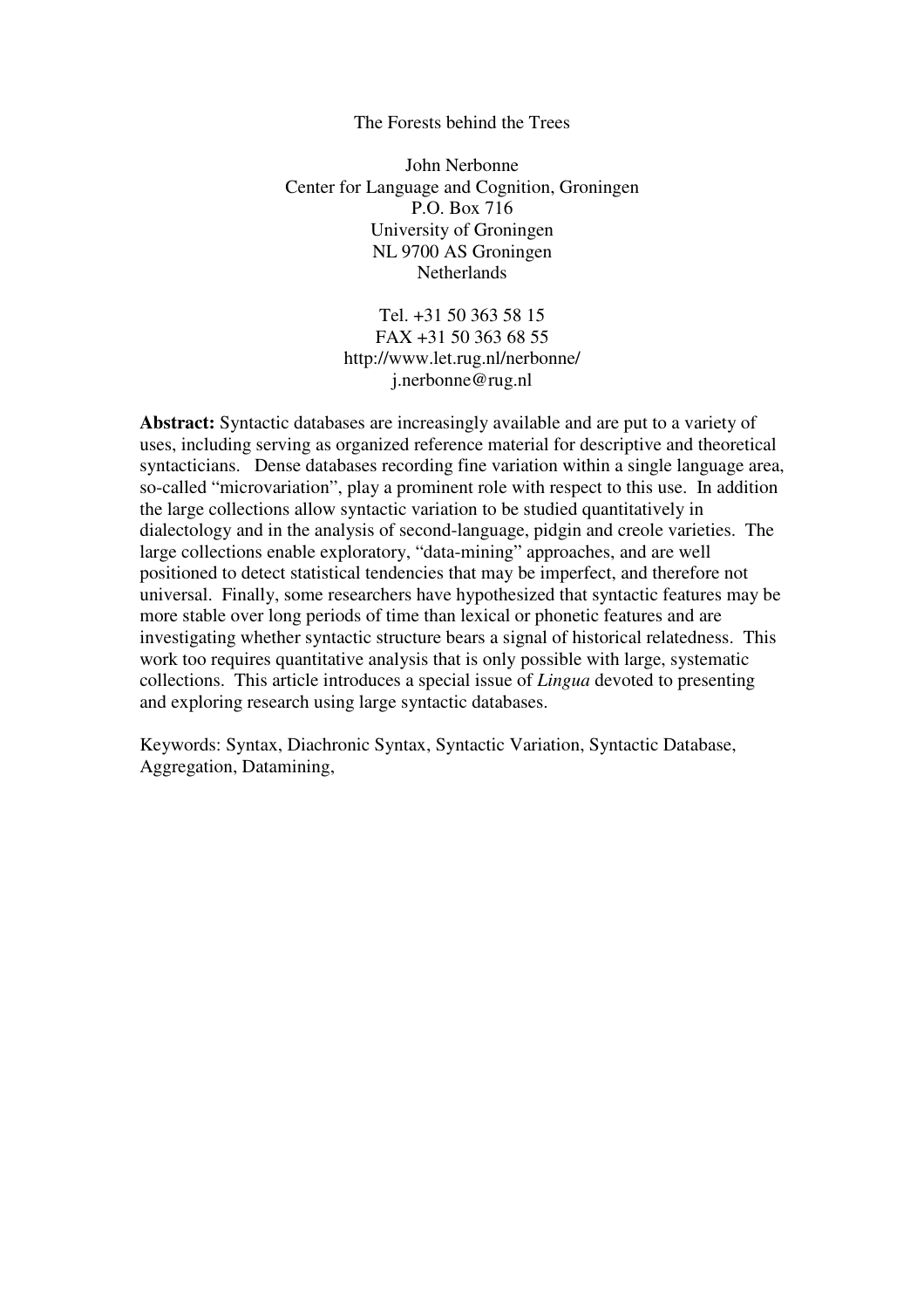# The Forests behind the Trees

John Nerbonne
Center for Language and Cognition, Groningen
P.O. Box 716
University of Groningen
NL 9700 AS Groningen
Netherlands

Tel. +31 50 363 58 15
FAX +31 50 363 68 55
http://www.let.rug.nl/nerbonne/
j.nerbonne@rug.nl

**Abstract:** Syntactic databases are increasingly available and are put to a variety of uses, including serving as organized reference material for descriptive and theoretical syntacticians. Dense databases recording fine variation within a single language area, so-called "microvariation", play a prominent role with respect to this use. In addition the large collections allow syntactic variation to be studied quantitatively in dialectology and in the analysis of second-language, pidgin and creole varieties. The large collections enable exploratory, "data-mining" approaches, and are well positioned to detect statistical tendencies that may be imperfect, and therefore not universal. Finally, some researchers have hypothesized that syntactic features may be more stable over long periods of time than lexical or phonetic features and are investigating whether syntactic structure bears a signal of historical relatedness. This work too requires quantitative analysis that is only possible with large, systematic collections. This article introduces a special issue of *Lingua* devoted to presenting and exploring research using large syntactic databases.

Keywords: Syntax, Diachronic Syntax, Syntactic Variation, Syntactic Database, Aggregation, Datamining,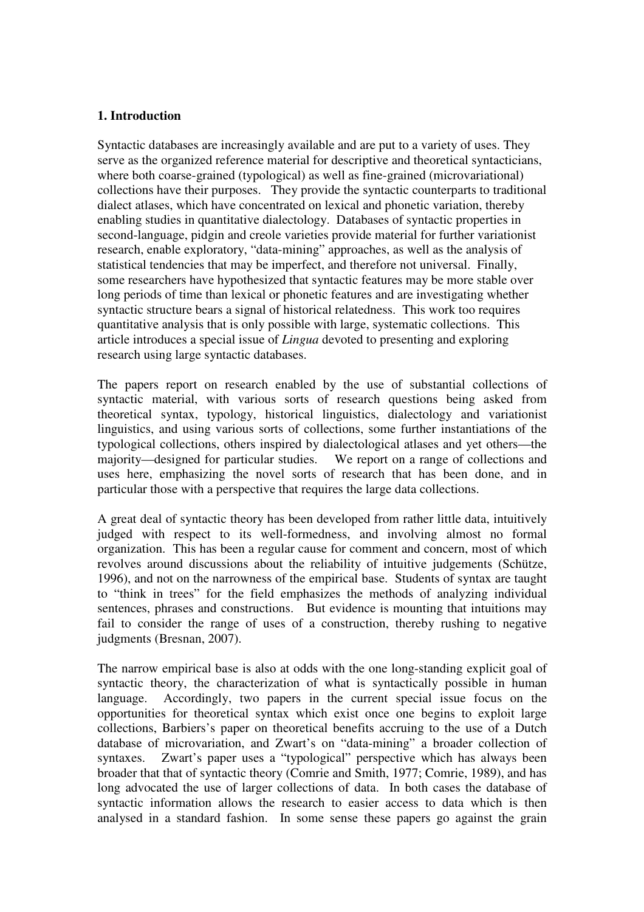## 1. Introduction

Syntactic databases are increasingly available and are put to a variety of uses. They serve as the organized reference material for descriptive and theoretical syntacticians, where both coarse-grained (typological) as well as fine-grained (microvariational) collections have their purposes. They provide the syntactic counterparts to traditional dialect atlases, which have concentrated on lexical and phonetic variation, thereby enabling studies in quantitative dialectology. Databases of syntactic properties in second-language, pidgin and creole varieties provide material for further variationist research, enable exploratory, "data-mining" approaches, as well as the analysis of statistical tendencies that may be imperfect, and therefore not universal. Finally, some researchers have hypothesized that syntactic features may be more stable over long periods of time than lexical or phonetic features and are investigating whether syntactic structure bears a signal of historical relatedness. This work too requires quantitative analysis that is only possible with large, systematic collections. This article introduces a special issue of *Lingua* devoted to presenting and exploring research using large syntactic databases.

The papers report on research enabled by the use of substantial collections of syntactic material, with various sorts of research questions being asked from theoretical syntax, typology, historical linguistics, dialectology and variationist linguistics, and using various sorts of collections, some further instantiations of the typological collections, others inspired by dialectological atlases and yet others—the majority—designed for particular studies. We report on a range of collections and uses here, emphasizing the novel sorts of research that has been done, and in particular those with a perspective that requires the large data collections.

A great deal of syntactic theory has been developed from rather little data, intuitively judged with respect to its well-formedness, and involving almost no formal organization. This has been a regular cause for comment and concern, most of which revolves around discussions about the reliability of intuitive judgements (Schütze, 1996), and not on the narrowness of the empirical base. Students of syntax are taught to "think in trees" for the field emphasizes the methods of analyzing individual sentences, phrases and constructions. But evidence is mounting that intuitions may fail to consider the range of uses of a construction, thereby rushing to negative judgments (Bresnan, 2007).

The narrow empirical base is also at odds with the one long-standing explicit goal of syntactic theory, the characterization of what is syntactically possible in human language. Accordingly, two papers in the current special issue focus on the opportunities for theoretical syntax which exist once one begins to exploit large collections, Barbiers's paper on theoretical benefits accruing to the use of a Dutch database of microvariation, and Zwart's on "data-mining" a broader collection of syntaxes. Zwart's paper uses a "typological" perspective which has always been broader that that of syntactic theory (Comrie and Smith, 1977; Comrie, 1989), and has long advocated the use of larger collections of data. In both cases the database of syntactic information allows the research to easier access to data which is then analysed in a standard fashion. In some sense these papers go against the grain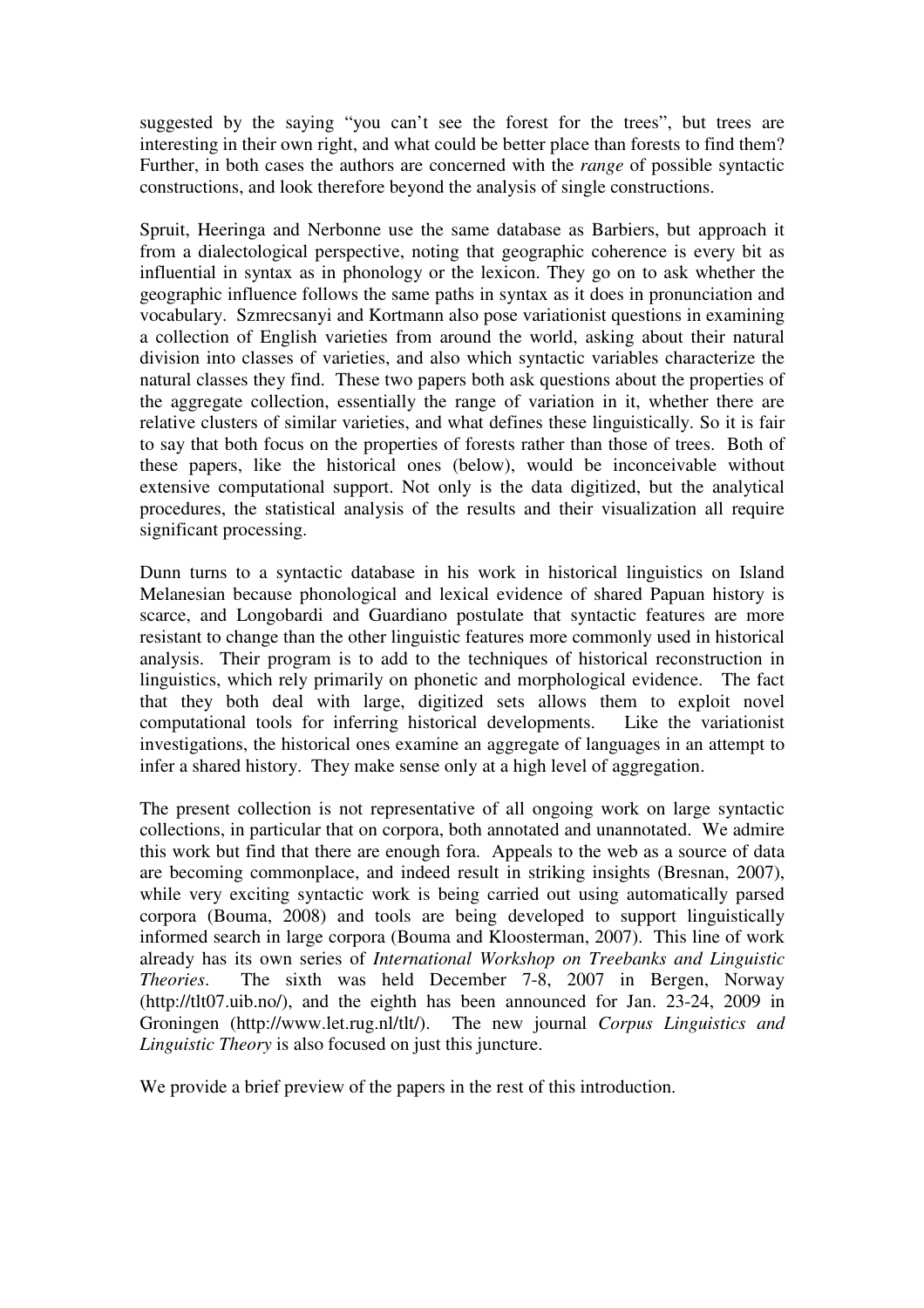suggested by the saying “you can’t see the forest for the trees”, but trees are interesting in their own right, and what could be better place than forests to find them? Further, in both cases the authors are concerned with the *range* of possible syntactic constructions, and look therefore beyond the analysis of single constructions.

Spruit, Heeringa and Nerbonne use the same database as Barbiers, but approach it from a dialectological perspective, noting that geographic coherence is every bit as influential in syntax as in phonology or the lexicon. They go on to ask whether the geographic influence follows the same paths in syntax as it does in pronunciation and vocabulary. Szmrecsanyi and Kortmann also pose variationist questions in examining a collection of English varieties from around the world, asking about their natural division into classes of varieties, and also which syntactic variables characterize the natural classes they find. These two papers both ask questions about the properties of the aggregate collection, essentially the range of variation in it, whether there are relative clusters of similar varieties, and what defines these linguistically. So it is fair to say that both focus on the properties of forests rather than those of trees. Both of these papers, like the historical ones (below), would be inconceivable without extensive computational support. Not only is the data digitized, but the analytical procedures, the statistical analysis of the results and their visualization all require significant processing.

Dunn turns to a syntactic database in his work in historical linguistics on Island Melanesian because phonological and lexical evidence of shared Papuan history is scarce, and Longobardi and Guardiano postulate that syntactic features are more resistant to change than the other linguistic features more commonly used in historical analysis. Their program is to add to the techniques of historical reconstruction in linguistics, which rely primarily on phonetic and morphological evidence. The fact that they both deal with large, digitized sets allows them to exploit novel computational tools for inferring historical developments. Like the variationist investigations, the historical ones examine an aggregate of languages in an attempt to infer a shared history. They make sense only at a high level of aggregation.

The present collection is not representative of all ongoing work on large syntactic collections, in particular that on corpora, both annotated and unannotated. We admire this work but find that there are enough fora. Appeals to the web as a source of data are becoming commonplace, and indeed result in striking insights (Bresnan, 2007), while very exciting syntactic work is being carried out using automatically parsed corpora (Bouma, 2008) and tools are being developed to support linguistically informed search in large corpora (Bouma and Kloosterman, 2007). This line of work already has its own series of *International Workshop on Treebanks and Linguistic Theories*. The sixth was held December 7-8, 2007 in Bergen, Norway (http://tlt07.uib.no/), and the eighth has been announced for Jan. 23-24, 2009 in Groningen (http://www.let.rug.nl/tlt/). The new journal *Corpus Linguistics and Linguistic Theory* is also focused on just this juncture.

We provide a brief preview of the papers in the rest of this introduction.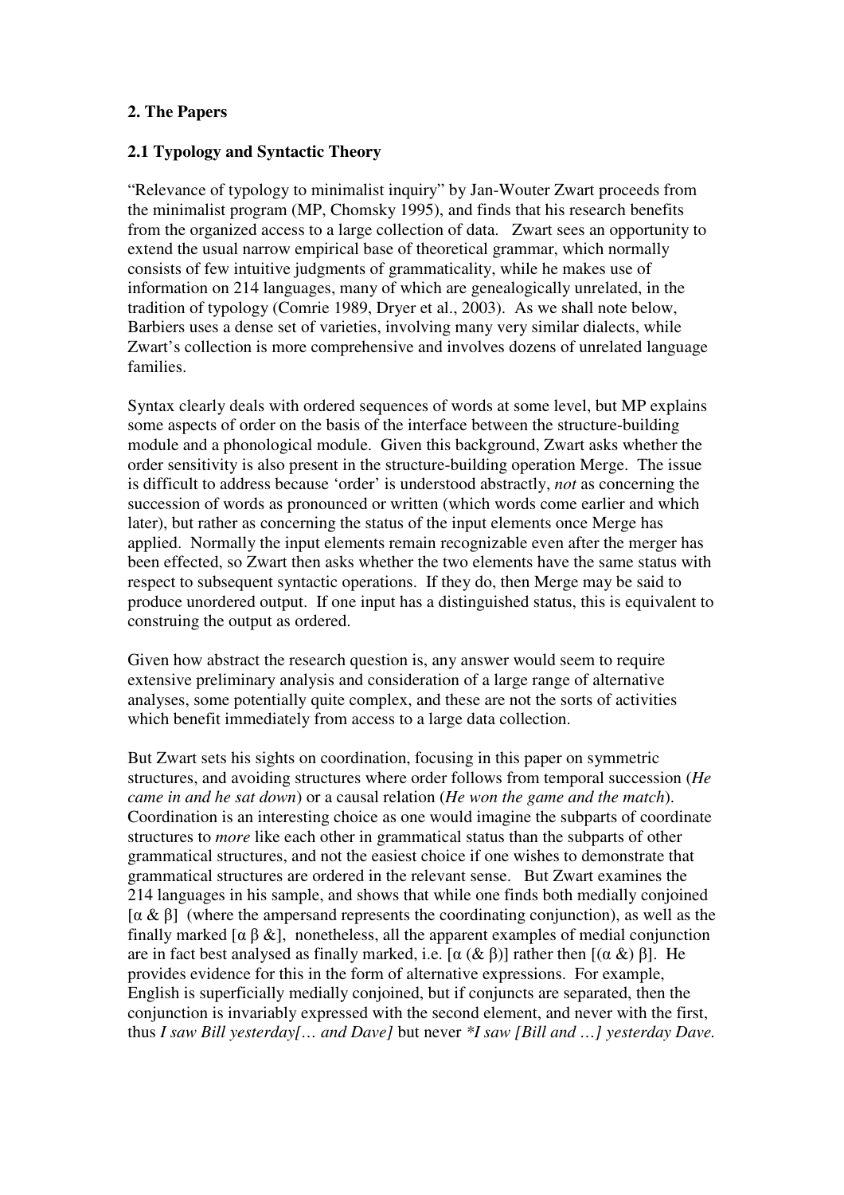## 2. The Papers

### 2.1 Typology and Syntactic Theory

"Relevance of typology to minimalist inquiry" by Jan-Wouter Zwart proceeds from the minimalist program (MP, Chomsky 1995), and finds that his research benefits from the organized access to a large collection of data. Zwart sees an opportunity to extend the usual narrow empirical base of theoretical grammar, which normally consists of few intuitive judgments of grammaticality, while he makes use of information on 214 languages, many of which are genealogically unrelated, in the tradition of typology (Comrie 1989, Dryer et al., 2003). As we shall note below, Barbiers uses a dense set of varieties, involving many very similar dialects, while Zwart's collection is more comprehensive and involves dozens of unrelated language families.

Syntax clearly deals with ordered sequences of words at some level, but MP explains some aspects of order on the basis of the interface between the structure-building module and a phonological module. Given this background, Zwart asks whether the order sensitivity is also present in the structure-building operation Merge. The issue is difficult to address because 'order' is understood abstractly, *not* as concerning the succession of words as pronounced or written (which words come earlier and which later), but rather as concerning the status of the input elements once Merge has applied. Normally the input elements remain recognizable even after the merger has been effected, so Zwart then asks whether the two elements have the same status with respect to subsequent syntactic operations. If they do, then Merge may be said to produce unordered output. If one input has a distinguished status, this is equivalent to construing the output as ordered.

Given how abstract the research question is, any answer would seem to require extensive preliminary analysis and consideration of a large range of alternative analyses, some potentially quite complex, and these are not the sorts of activities which benefit immediately from access to a large data collection.

But Zwart sets his sights on coordination, focusing in this paper on symmetric structures, and avoiding structures where order follows from temporal succession (*He came in and he sat down*) or a causal relation (*He won the game and the match*). Coordination is an interesting choice as one would imagine the subparts of coordinate structures to *more* like each other in grammatical status than the subparts of other grammatical structures, and not the easiest choice if one wishes to demonstrate that grammatical structures are ordered in the relevant sense. But Zwart examines the 214 languages in his sample, and shows that while one finds both medially conjoined [α & β] (where the ampersand represents the coordinating conjunction), as well as the finally marked [α β &], nonetheless, all the apparent examples of medial conjunction are in fact best analysed as finally marked, i.e. [α (& β)] rather then [(α &) β]. He provides evidence for this in the form of alternative expressions. For example, English is superficially medially conjoined, but if conjuncts are separated, then the conjunction is invariably expressed with the second element, and never with the first, thus *I saw Bill yesterday[… and Dave]* but never *\*I saw [Bill and …] yesterday Dave.*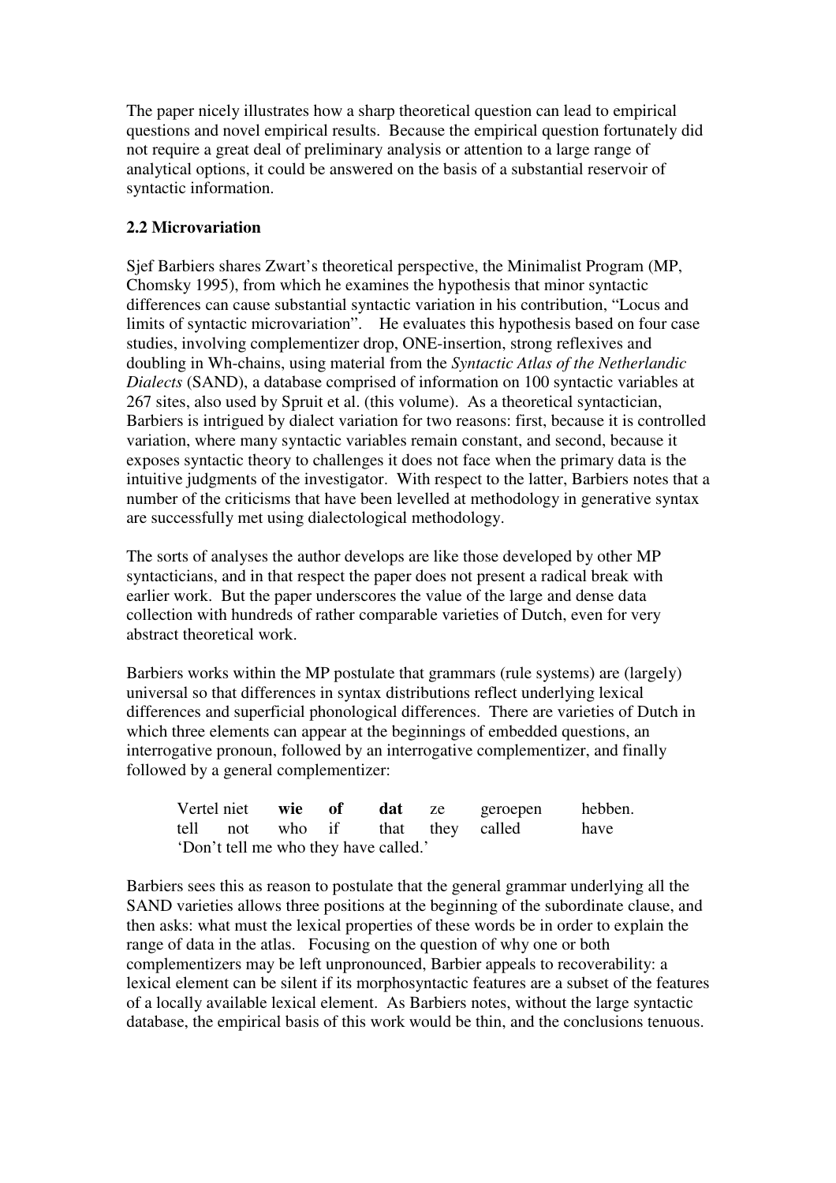The paper nicely illustrates how a sharp theoretical question can lead to empirical questions and novel empirical results. Because the empirical question fortunately did not require a great deal of preliminary analysis or attention to a large range of analytical options, it could be answered on the basis of a substantial reservoir of syntactic information.

### 2.2 Microvariation

Sjef Barbiers shares Zwart's theoretical perspective, the Minimalist Program (MP, Chomsky 1995), from which he examines the hypothesis that minor syntactic differences can cause substantial syntactic variation in his contribution, "Locus and limits of syntactic microvariation". He evaluates this hypothesis based on four case studies, involving complementizer drop, ONE-insertion, strong reflexives and doubling in Wh-chains, using material from the *Syntactic Atlas of the Netherlandic Dialects* (SAND), a database comprised of information on 100 syntactic variables at 267 sites, also used by Spruit et al. (this volume). As a theoretical syntactician, Barbiers is intrigued by dialect variation for two reasons: first, because it is controlled variation, where many syntactic variables remain constant, and second, because it exposes syntactic theory to challenges it does not face when the primary data is the intuitive judgments of the investigator. With respect to the latter, Barbiers notes that a number of the criticisms that have been levelled at methodology in generative syntax are successfully met using dialectological methodology.

The sorts of analyses the author develops are like those developed by other MP syntacticians, and in that respect the paper does not present a radical break with earlier work. But the paper underscores the value of the large and dense data collection with hundreds of rather comparable varieties of Dutch, even for very abstract theoretical work.

Barbiers works within the MP postulate that grammars (rule systems) are (largely) universal so that differences in syntax distributions reflect underlying lexical differences and superficial phonological differences. There are varieties of Dutch in which three elements can appear at the beginnings of embedded questions, an interrogative pronoun, followed by an interrogative complementizer, and finally followed by a general complementizer:

> Vertel niet **wie** **of** **dat** ze geroepen hebben.
> tell not who if that they called have
> 'Don't tell me who they have called.'

Barbiers sees this as reason to postulate that the general grammar underlying all the SAND varieties allows three positions at the beginning of the subordinate clause, and then asks: what must the lexical properties of these words be in order to explain the range of data in the atlas. Focusing on the question of why one or both complementizers may be left unpronounced, Barbier appeals to recoverability: a lexical element can be silent if its morphosyntactic features are a subset of the features of a locally available lexical element. As Barbiers notes, without the large syntactic database, the empirical basis of this work would be thin, and the conclusions tenuous.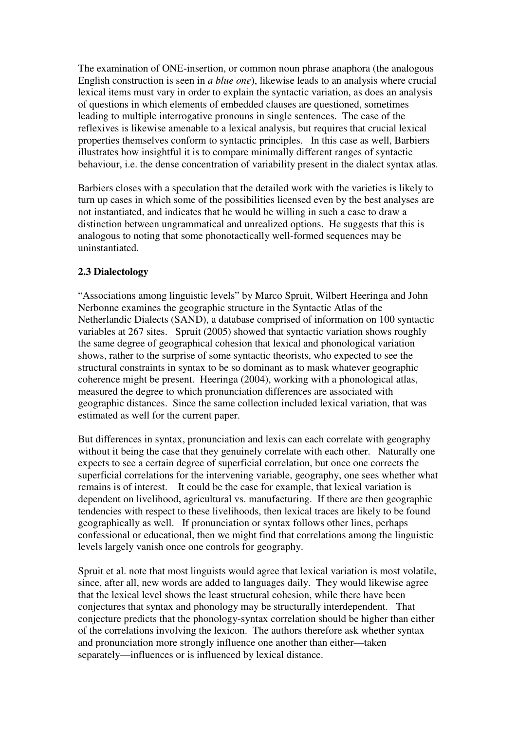The examination of ONE-insertion, or common noun phrase anaphora (the analogous English construction is seen in *a blue one*), likewise leads to an analysis where crucial lexical items must vary in order to explain the syntactic variation, as does an analysis of questions in which elements of embedded clauses are questioned, sometimes leading to multiple interrogative pronouns in single sentences. The case of the reflexives is likewise amenable to a lexical analysis, but requires that crucial lexical properties themselves conform to syntactic principles. In this case as well, Barbiers illustrates how insightful it is to compare minimally different ranges of syntactic behaviour, i.e. the dense concentration of variability present in the dialect syntax atlas.

Barbiers closes with a speculation that the detailed work with the varieties is likely to turn up cases in which some of the possibilities licensed even by the best analyses are not instantiated, and indicates that he would be willing in such a case to draw a distinction between ungrammatical and unrealized options. He suggests that this is analogous to noting that some phonotactically well-formed sequences may be uninstantiated.

### 2.3 Dialectology

"Associations among linguistic levels" by Marco Spruit, Wilbert Heeringa and John Nerbonne examines the geographic structure in the Syntactic Atlas of the Netherlandic Dialects (SAND), a database comprised of information on 100 syntactic variables at 267 sites. Spruit (2005) showed that syntactic variation shows roughly the same degree of geographical cohesion that lexical and phonological variation shows, rather to the surprise of some syntactic theorists, who expected to see the structural constraints in syntax to be so dominant as to mask whatever geographic coherence might be present. Heeringa (2004), working with a phonological atlas, measured the degree to which pronunciation differences are associated with geographic distances. Since the same collection included lexical variation, that was estimated as well for the current paper.

But differences in syntax, pronunciation and lexis can each correlate with geography without it being the case that they genuinely correlate with each other. Naturally one expects to see a certain degree of superficial correlation, but once one corrects the superficial correlations for the intervening variable, geography, one sees whether what remains is of interest. It could be the case for example, that lexical variation is dependent on livelihood, agricultural vs. manufacturing. If there are then geographic tendencies with respect to these livelihoods, then lexical traces are likely to be found geographically as well. If pronunciation or syntax follows other lines, perhaps confessional or educational, then we might find that correlations among the linguistic levels largely vanish once one controls for geography.

Spruit et al. note that most linguists would agree that lexical variation is most volatile, since, after all, new words are added to languages daily. They would likewise agree that the lexical level shows the least structural cohesion, while there have been conjectures that syntax and phonology may be structurally interdependent. That conjecture predicts that the phonology-syntax correlation should be higher than either of the correlations involving the lexicon. The authors therefore ask whether syntax and pronunciation more strongly influence one another than either—taken separately—influences or is influenced by lexical distance.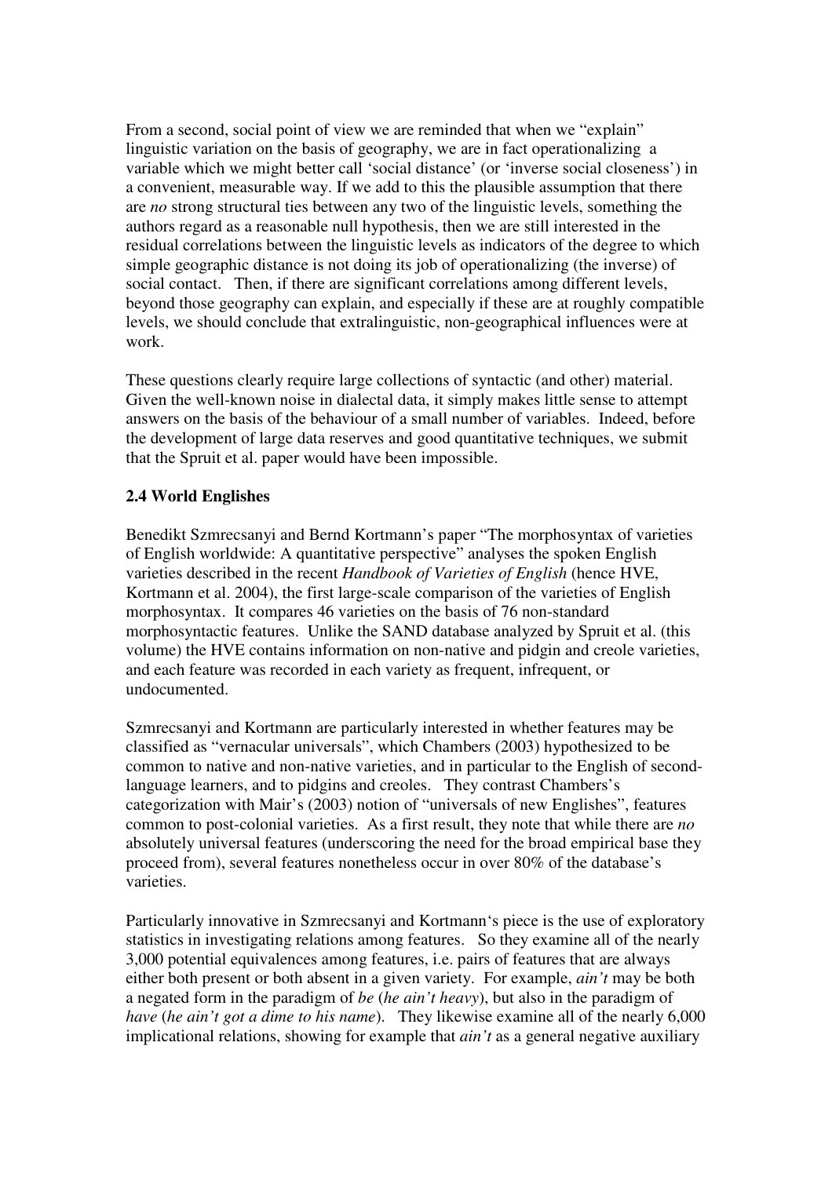From a second, social point of view we are reminded that when we "explain" linguistic variation on the basis of geography, we are in fact operationalizing a variable which we might better call 'social distance' (or 'inverse social closeness') in a convenient, measurable way. If we add to this the plausible assumption that there are *no* strong structural ties between any two of the linguistic levels, something the authors regard as a reasonable null hypothesis, then we are still interested in the residual correlations between the linguistic levels as indicators of the degree to which simple geographic distance is not doing its job of operationalizing (the inverse) of social contact. Then, if there are significant correlations among different levels, beyond those geography can explain, and especially if these are at roughly compatible levels, we should conclude that extralinguistic, non-geographical influences were at work.

These questions clearly require large collections of syntactic (and other) material. Given the well-known noise in dialectal data, it simply makes little sense to attempt answers on the basis of the behaviour of a small number of variables. Indeed, before the development of large data reserves and good quantitative techniques, we submit that the Spruit et al. paper would have been impossible.

## 2.4 World Englishes

Benedikt Szmrecsanyi and Bernd Kortmann's paper "The morphosyntax of varieties of English worldwide: A quantitative perspective" analyses the spoken English varieties described in the recent *Handbook of Varieties of English* (hence HVE, Kortmann et al. 2004), the first large-scale comparison of the varieties of English morphosyntax. It compares 46 varieties on the basis of 76 non-standard morphosyntactic features. Unlike the SAND database analyzed by Spruit et al. (this volume) the HVE contains information on non-native and pidgin and creole varieties, and each feature was recorded in each variety as frequent, infrequent, or undocumented.

Szmrecsanyi and Kortmann are particularly interested in whether features may be classified as "vernacular universals", which Chambers (2003) hypothesized to be common to native and non-native varieties, and in particular to the English of second-language learners, and to pidgins and creoles. They contrast Chambers's categorization with Mair's (2003) notion of "universals of new Englishes", features common to post-colonial varieties. As a first result, they note that while there are *no* absolutely universal features (underscoring the need for the broad empirical base they proceed from), several features nonetheless occur in over 80% of the database's varieties.

Particularly innovative in Szmrecsanyi and Kortmann's piece is the use of exploratory statistics in investigating relations among features. So they examine all of the nearly 3,000 potential equivalences among features, i.e. pairs of features that are always either both present or both absent in a given variety. For example, *ain't* may be both a negated form in the paradigm of *be* (*he ain't heavy*), but also in the paradigm of *have* (*he ain't got a dime to his name*). They likewise examine all of the nearly 6,000 implicational relations, showing for example that *ain't* as a general negative auxiliary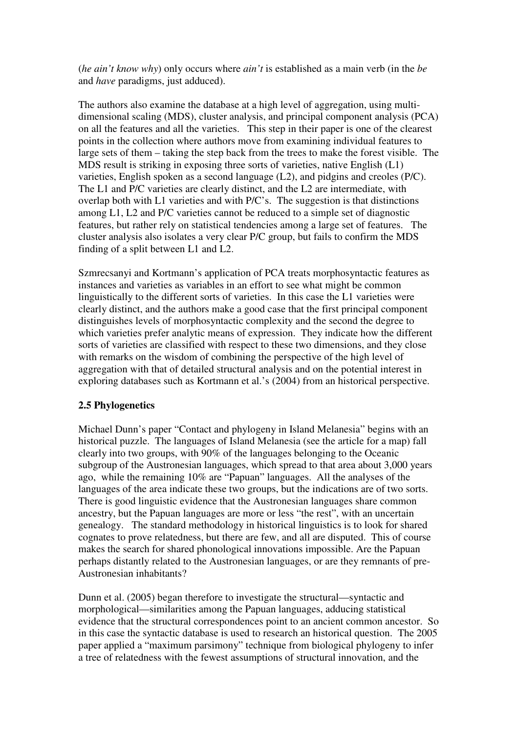(*he ain't know why*) only occurs where *ain't* is established as a main verb (in the *be* and *have* paradigms, just adduced).

The authors also examine the database at a high level of aggregation, using multi-dimensional scaling (MDS), cluster analysis, and principal component analysis (PCA) on all the features and all the varieties. This step in their paper is one of the clearest points in the collection where authors move from examining individual features to large sets of them – taking the step back from the trees to make the forest visible. The MDS result is striking in exposing three sorts of varieties, native English (L1) varieties, English spoken as a second language (L2), and pidgins and creoles (P/C). The L1 and P/C varieties are clearly distinct, and the L2 are intermediate, with overlap both with L1 varieties and with P/C's. The suggestion is that distinctions among L1, L2 and P/C varieties cannot be reduced to a simple set of diagnostic features, but rather rely on statistical tendencies among a large set of features. The cluster analysis also isolates a very clear P/C group, but fails to confirm the MDS finding of a split between L1 and L2.

Szmrecsanyi and Kortmann's application of PCA treats morphosyntactic features as instances and varieties as variables in an effort to see what might be common linguistically to the different sorts of varieties. In this case the L1 varieties were clearly distinct, and the authors make a good case that the first principal component distinguishes levels of morphosyntactic complexity and the second the degree to which varieties prefer analytic means of expression. They indicate how the different sorts of varieties are classified with respect to these two dimensions, and they close with remarks on the wisdom of combining the perspective of the high level of aggregation with that of detailed structural analysis and on the potential interest in exploring databases such as Kortmann et al.'s (2004) from an historical perspective.

### 2.5 Phylogenetics

Michael Dunn's paper "Contact and phylogeny in Island Melanesia" begins with an historical puzzle. The languages of Island Melanesia (see the article for a map) fall clearly into two groups, with 90% of the languages belonging to the Oceanic subgroup of the Austronesian languages, which spread to that area about 3,000 years ago, while the remaining 10% are "Papuan" languages. All the analyses of the languages of the area indicate these two groups, but the indications are of two sorts. There is good linguistic evidence that the Austronesian languages share common ancestry, but the Papuan languages are more or less "the rest", with an uncertain genealogy. The standard methodology in historical linguistics is to look for shared cognates to prove relatedness, but there are few, and all are disputed. This of course makes the search for shared phonological innovations impossible. Are the Papuan perhaps distantly related to the Austronesian languages, or are they remnants of pre-Austronesian inhabitants?

Dunn et al. (2005) began therefore to investigate the structural—syntactic and morphological—similarities among the Papuan languages, adducing statistical evidence that the structural correspondences point to an ancient common ancestor. So in this case the syntactic database is used to research an historical question. The 2005 paper applied a "maximum parsimony" technique from biological phylogeny to infer a tree of relatedness with the fewest assumptions of structural innovation, and the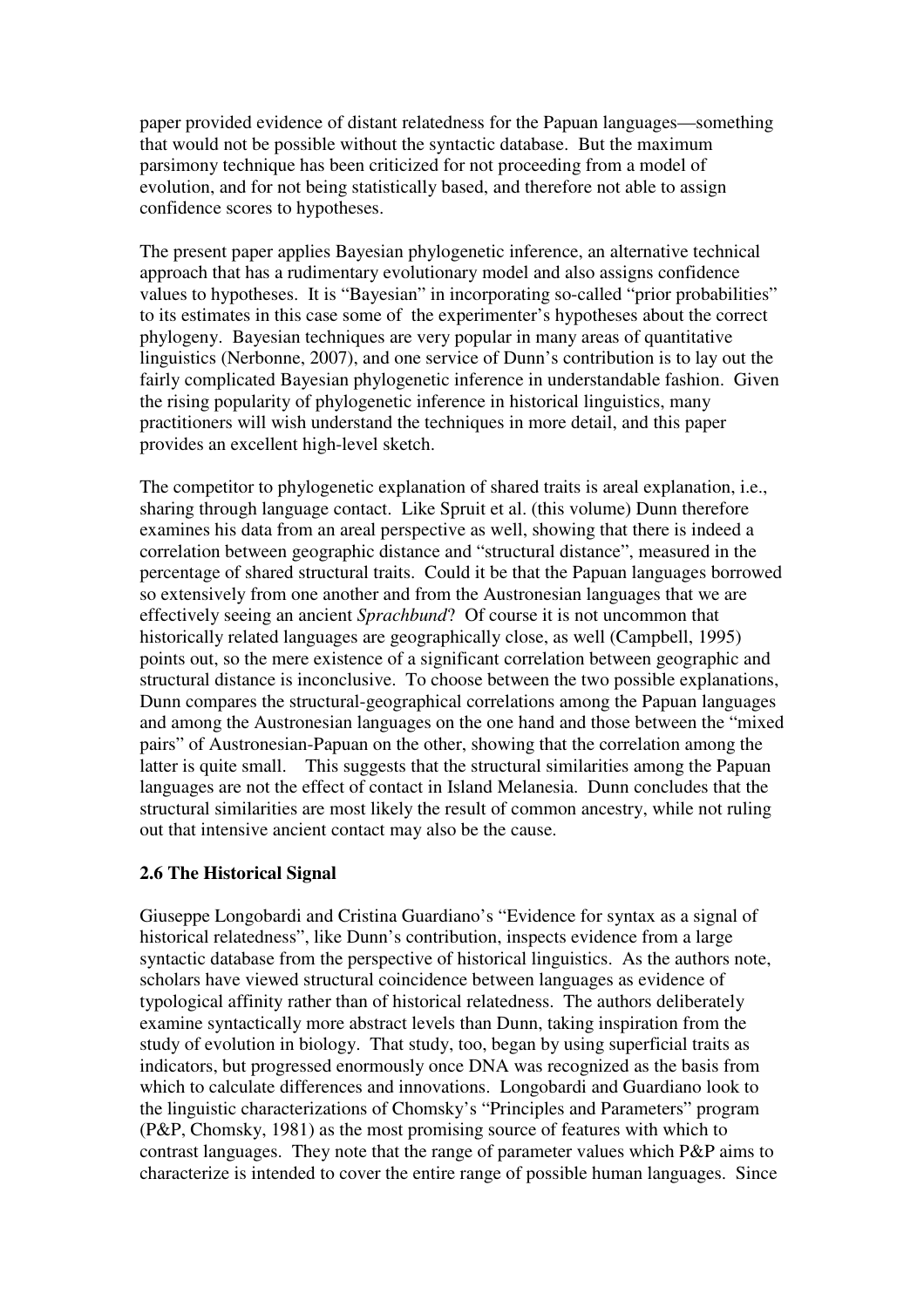paper provided evidence of distant relatedness for the Papuan languages—something that would not be possible without the syntactic database. But the maximum parsimony technique has been criticized for not proceeding from a model of evolution, and for not being statistically based, and therefore not able to assign confidence scores to hypotheses.

The present paper applies Bayesian phylogenetic inference, an alternative technical approach that has a rudimentary evolutionary model and also assigns confidence values to hypotheses. It is "Bayesian" in incorporating so-called "prior probabilities" to its estimates in this case some of the experimenter's hypotheses about the correct phylogeny. Bayesian techniques are very popular in many areas of quantitative linguistics (Nerbonne, 2007), and one service of Dunn's contribution is to lay out the fairly complicated Bayesian phylogenetic inference in understandable fashion. Given the rising popularity of phylogenetic inference in historical linguistics, many practitioners will wish understand the techniques in more detail, and this paper provides an excellent high-level sketch.

The competitor to phylogenetic explanation of shared traits is areal explanation, i.e., sharing through language contact. Like Spruit et al. (this volume) Dunn therefore examines his data from an areal perspective as well, showing that there is indeed a correlation between geographic distance and "structural distance", measured in the percentage of shared structural traits. Could it be that the Papuan languages borrowed so extensively from one another and from the Austronesian languages that we are effectively seeing an ancient *Sprachbund*? Of course it is not uncommon that historically related languages are geographically close, as well (Campbell, 1995) points out, so the mere existence of a significant correlation between geographic and structural distance is inconclusive. To choose between the two possible explanations, Dunn compares the structural-geographical correlations among the Papuan languages and among the Austronesian languages on the one hand and those between the "mixed pairs" of Austronesian-Papuan on the other, showing that the correlation among the latter is quite small. This suggests that the structural similarities among the Papuan languages are not the effect of contact in Island Melanesia. Dunn concludes that the structural similarities are most likely the result of common ancestry, while not ruling out that intensive ancient contact may also be the cause.

### 2.6 The Historical Signal

Giuseppe Longobardi and Cristina Guardiano's "Evidence for syntax as a signal of historical relatedness", like Dunn's contribution, inspects evidence from a large syntactic database from the perspective of historical linguistics. As the authors note, scholars have viewed structural coincidence between languages as evidence of typological affinity rather than of historical relatedness. The authors deliberately examine syntactically more abstract levels than Dunn, taking inspiration from the study of evolution in biology. That study, too, began by using superficial traits as indicators, but progressed enormously once DNA was recognized as the basis from which to calculate differences and innovations. Longobardi and Guardiano look to the linguistic characterizations of Chomsky's "Principles and Parameters" program (P&P, Chomsky, 1981) as the most promising source of features with which to contrast languages. They note that the range of parameter values which P&P aims to characterize is intended to cover the entire range of possible human languages. Since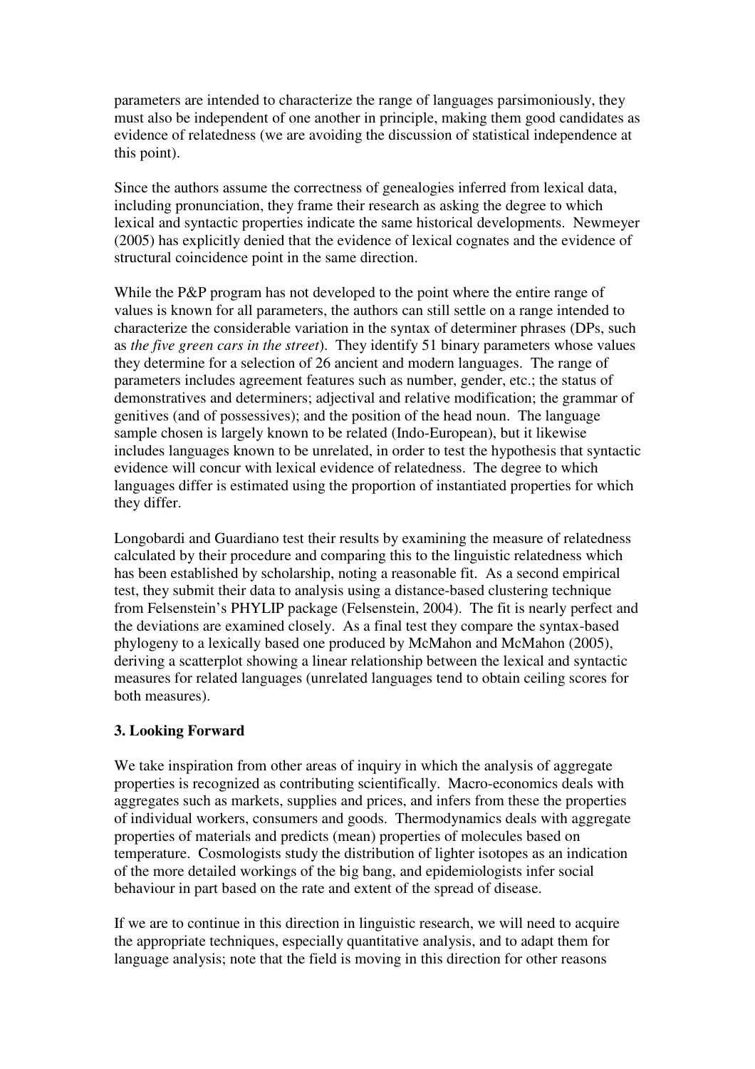parameters are intended to characterize the range of languages parsimoniously, they must also be independent of one another in principle, making them good candidates as evidence of relatedness (we are avoiding the discussion of statistical independence at this point).

Since the authors assume the correctness of genealogies inferred from lexical data, including pronunciation, they frame their research as asking the degree to which lexical and syntactic properties indicate the same historical developments. Newmeyer (2005) has explicitly denied that the evidence of lexical cognates and the evidence of structural coincidence point in the same direction.

While the P&P program has not developed to the point where the entire range of values is known for all parameters, the authors can still settle on a range intended to characterize the considerable variation in the syntax of determiner phrases (DPs, such as *the five green cars in the street*). They identify 51 binary parameters whose values they determine for a selection of 26 ancient and modern languages. The range of parameters includes agreement features such as number, gender, etc.; the status of demonstratives and determiners; adjectival and relative modification; the grammar of genitives (and of possessives); and the position of the head noun. The language sample chosen is largely known to be related (Indo-European), but it likewise includes languages known to be unrelated, in order to test the hypothesis that syntactic evidence will concur with lexical evidence of relatedness. The degree to which languages differ is estimated using the proportion of instantiated properties for which they differ.

Longobardi and Guardiano test their results by examining the measure of relatedness calculated by their procedure and comparing this to the linguistic relatedness which has been established by scholarship, noting a reasonable fit. As a second empirical test, they submit their data to analysis using a distance-based clustering technique from Felsenstein's PHYLIP package (Felsenstein, 2004). The fit is nearly perfect and the deviations are examined closely. As a final test they compare the syntax-based phylogeny to a lexically based one produced by McMahon and McMahon (2005), deriving a scatterplot showing a linear relationship between the lexical and syntactic measures for related languages (unrelated languages tend to obtain ceiling scores for both measures).

## 3. Looking Forward

We take inspiration from other areas of inquiry in which the analysis of aggregate properties is recognized as contributing scientifically. Macro-economics deals with aggregates such as markets, supplies and prices, and infers from these the properties of individual workers, consumers and goods. Thermodynamics deals with aggregate properties of materials and predicts (mean) properties of molecules based on temperature. Cosmologists study the distribution of lighter isotopes as an indication of the more detailed workings of the big bang, and epidemiologists infer social behaviour in part based on the rate and extent of the spread of disease.

If we are to continue in this direction in linguistic research, we will need to acquire the appropriate techniques, especially quantitative analysis, and to adapt them for language analysis; note that the field is moving in this direction for other reasons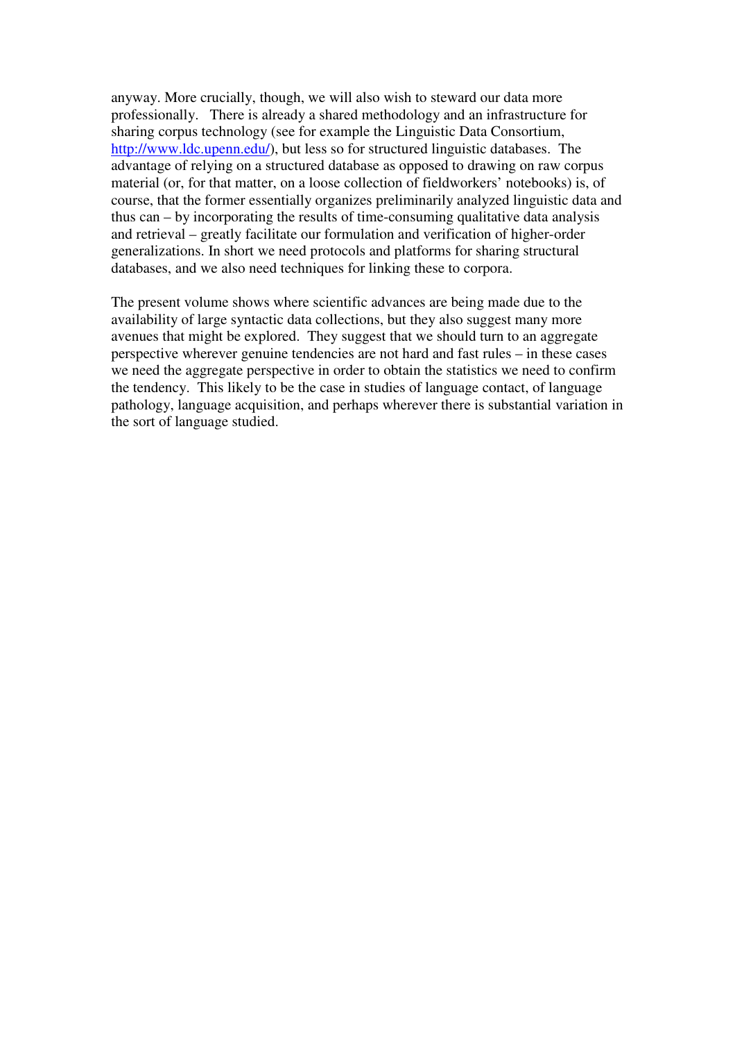anyway. More crucially, though, we will also wish to steward our data more professionally. There is already a shared methodology and an infrastructure for sharing corpus technology (see for example the Linguistic Data Consortium, http://www.ldc.upenn.edu/), but less so for structured linguistic databases. The advantage of relying on a structured database as opposed to drawing on raw corpus material (or, for that matter, on a loose collection of fieldworkers' notebooks) is, of course, that the former essentially organizes preliminarily analyzed linguistic data and thus can – by incorporating the results of time-consuming qualitative data analysis and retrieval – greatly facilitate our formulation and verification of higher-order generalizations. In short we need protocols and platforms for sharing structural databases, and we also need techniques for linking these to corpora.

The present volume shows where scientific advances are being made due to the availability of large syntactic data collections, but they also suggest many more avenues that might be explored. They suggest that we should turn to an aggregate perspective wherever genuine tendencies are not hard and fast rules – in these cases we need the aggregate perspective in order to obtain the statistics we need to confirm the tendency. This likely to be the case in studies of language contact, of language pathology, language acquisition, and perhaps wherever there is substantial variation in the sort of language studied.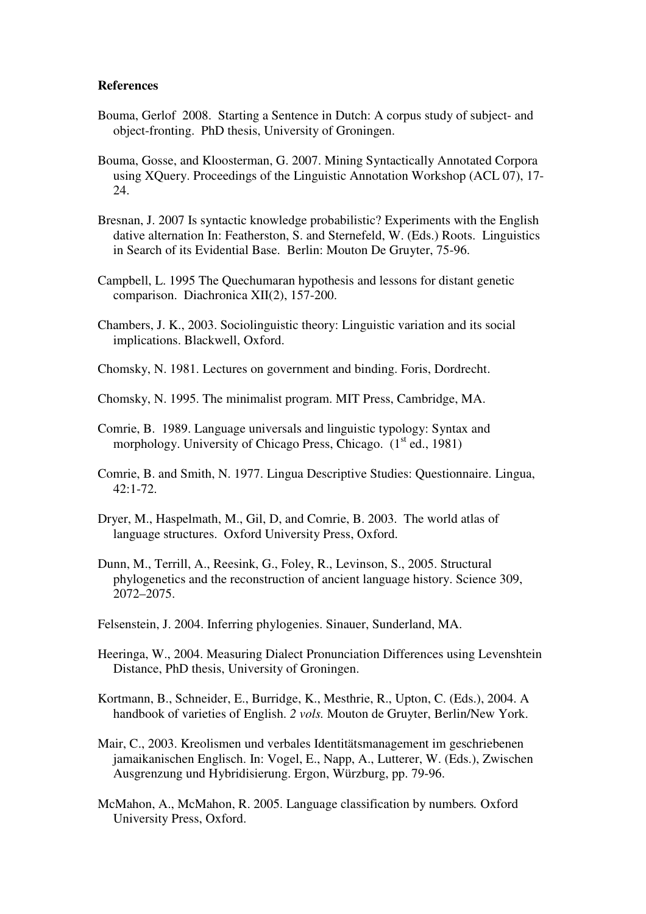**References**

Bouma, Gerlof 2008. Starting a Sentence in Dutch: A corpus study of subject- and object-fronting. PhD thesis, University of Groningen.

Bouma, Gosse, and Kloosterman, G. 2007. Mining Syntactically Annotated Corpora using XQuery. Proceedings of the Linguistic Annotation Workshop (ACL 07), 17-24.

Bresnan, J. 2007 Is syntactic knowledge probabilistic? Experiments with the English dative alternation In: Featherston, S. and Sternefeld, W. (Eds.) Roots. Linguistics in Search of its Evidential Base. Berlin: Mouton De Gruyter, 75-96.

Campbell, L. 1995 The Quechumaran hypothesis and lessons for distant genetic comparison. Diachronica XII(2), 157-200.

Chambers, J. K., 2003. Sociolinguistic theory: Linguistic variation and its social implications. Blackwell, Oxford.

Chomsky, N. 1981. Lectures on government and binding. Foris, Dordrecht.

Chomsky, N. 1995. The minimalist program. MIT Press, Cambridge, MA.

Comrie, B. 1989. Language universals and linguistic typology: Syntax and morphology. University of Chicago Press, Chicago. (1st ed., 1981)

Comrie, B. and Smith, N. 1977. Lingua Descriptive Studies: Questionnaire. Lingua, 42:1-72.

Dryer, M., Haspelmath, M., Gil, D, and Comrie, B. 2003. The world atlas of language structures. Oxford University Press, Oxford.

Dunn, M., Terrill, A., Reesink, G., Foley, R., Levinson, S., 2005. Structural phylogenetics and the reconstruction of ancient language history. Science 309, 2072–2075.

Felsenstein, J. 2004. Inferring phylogenies. Sinauer, Sunderland, MA.

Heeringa, W., 2004. Measuring Dialect Pronunciation Differences using Levenshtein Distance, PhD thesis, University of Groningen.

Kortmann, B., Schneider, E., Burridge, K., Mesthrie, R., Upton, C. (Eds.), 2004. A handbook of varieties of English. *2 vols.* Mouton de Gruyter, Berlin/New York.

Mair, C., 2003. Kreolismen und verbales Identitätsmanagement im geschriebenen jamaikanischen Englisch. In: Vogel, E., Napp, A., Lutterer, W. (Eds.), Zwischen Ausgrenzung und Hybridisierung. Ergon, Würzburg, pp. 79-96.

McMahon, A., McMahon, R. 2005. Language classification by numbers*.* Oxford University Press, Oxford.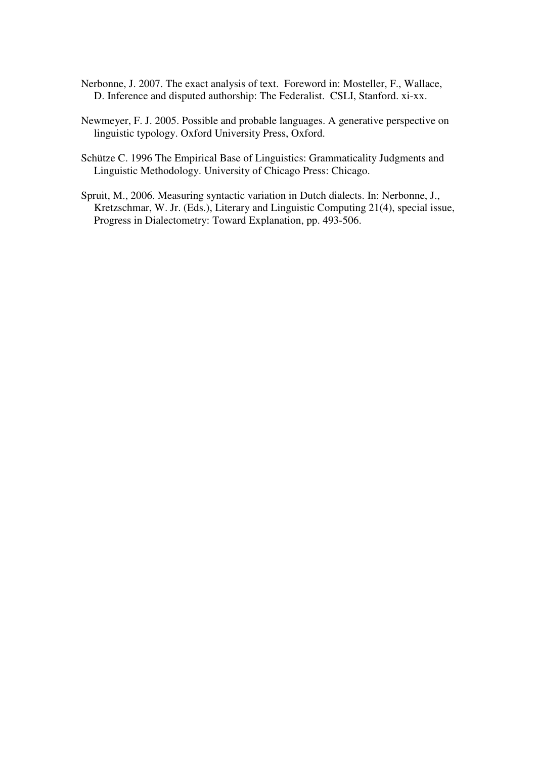Nerbonne, J. 2007. The exact analysis of text. Foreword in: Mosteller, F., Wallace, D. Inference and disputed authorship: The Federalist. CSLI, Stanford. xi-xx.

Newmeyer, F. J. 2005. Possible and probable languages. A generative perspective on linguistic typology. Oxford University Press, Oxford.

Schütze C. 1996 The Empirical Base of Linguistics: Grammaticality Judgments and Linguistic Methodology. University of Chicago Press: Chicago.

Spruit, M., 2006. Measuring syntactic variation in Dutch dialects. In: Nerbonne, J., Kretzschmar, W. Jr. (Eds.), Literary and Linguistic Computing 21(4), special issue, Progress in Dialectometry: Toward Explanation, pp. 493-506.